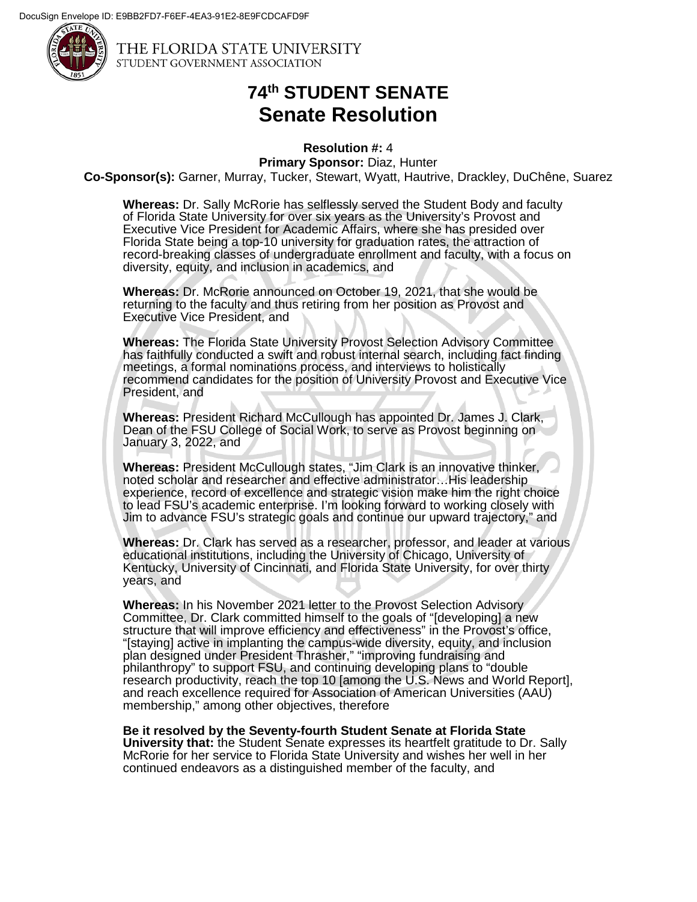THE FLORIDA STATE UNIVERSITY
STUDENT GOVERNMENT ASSOCIATION

# 74th STUDENT SENATE
# Senate Resolution

**Resolution #:** 4
**Primary Sponsor:** Diaz, Hunter
**Co-Sponsor(s):** Garner, Murray, Tucker, Stewart, Wyatt, Hautrive, Drackley, DuChêne, Suarez

**Whereas:** Dr. Sally McRorie has selflessly served the Student Body and faculty of Florida State University for over six years as the University's Provost and Executive Vice President for Academic Affairs, where she has presided over Florida State being a top-10 university for graduation rates, the attraction of record-breaking classes of undergraduate enrollment and faculty, with a focus on diversity, equity, and inclusion in academics, and

**Whereas:** Dr. McRorie announced on October 19, 2021, that she would be returning to the faculty and thus retiring from her position as Provost and Executive Vice President, and

**Whereas:** The Florida State University Provost Selection Advisory Committee has faithfully conducted a swift and robust internal search, including fact finding meetings, a formal nominations process, and interviews to holistically recommend candidates for the position of University Provost and Executive Vice President, and

**Whereas:** President Richard McCullough has appointed Dr. James J. Clark, Dean of the FSU College of Social Work, to serve as Provost beginning on January 3, 2022, and

**Whereas:** President McCullough states, "Jim Clark is an innovative thinker, noted scholar and researcher and effective administrator…His leadership experience, record of excellence and strategic vision make him the right choice to lead FSU's academic enterprise. I'm looking forward to working closely with Jim to advance FSU's strategic goals and continue our upward trajectory," and

**Whereas:** Dr. Clark has served as a researcher, professor, and leader at various educational institutions, including the University of Chicago, University of Kentucky, University of Cincinnati, and Florida State University, for over thirty years, and

**Whereas:** In his November 2021 letter to the Provost Selection Advisory Committee, Dr. Clark committed himself to the goals of "[developing] a new structure that will improve efficiency and effectiveness" in the Provost's office, "[staying] active in implanting the campus-wide diversity, equity, and inclusion plan designed under President Thrasher," "improving fundraising and philanthropy" to support FSU, and continuing developing plans to "double research productivity, reach the top 10 [among the U.S. News and World Report], and reach excellence required for Association of American Universities (AAU) membership," among other objectives, therefore

**Be it resolved by the Seventy-fourth Student Senate at Florida State University that:** the Student Senate expresses its heartfelt gratitude to Dr. Sally McRorie for her service to Florida State University and wishes her well in her continued endeavors as a distinguished member of the faculty, and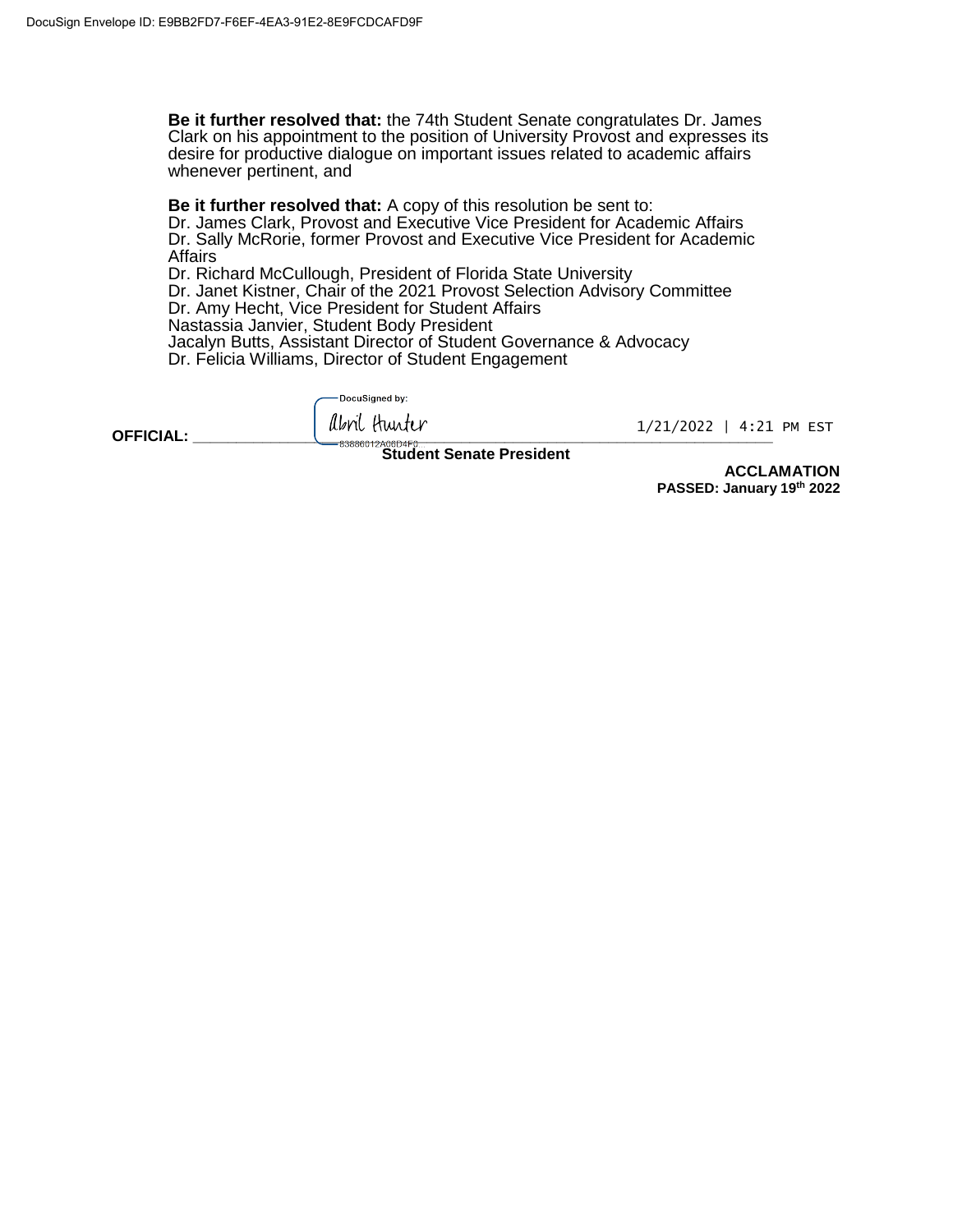**Be it further resolved that:** the 74th Student Senate congratulates Dr. James Clark on his appointment to the position of University Provost and expresses its desire for productive dialogue on important issues related to academic affairs whenever pertinent, and

**Be it further resolved that:** A copy of this resolution be sent to:
Dr. James Clark, Provost and Executive Vice President for Academic Affairs
Dr. Sally McRorie, former Provost and Executive Vice President for Academic Affairs
Dr. Richard McCullough, President of Florida State University
Dr. Janet Kistner, Chair of the 2021 Provost Selection Advisory Committee
Dr. Amy Hecht, Vice President for Student Affairs
Nastassia Janvier, Student Body President
Jacalyn Butts, Assistant Director of Student Governance & Advocacy
Dr. Felicia Williams, Director of Student Engagement

DocuSigned by:
Abril Hunter
83886012A08D4F0...

**OFFICIAL:** ______________________________ 1/21/2022 | 4:21 PM EST
**Student Senate President**

**ACCLAMATION**
**PASSED: January 19th 2022**